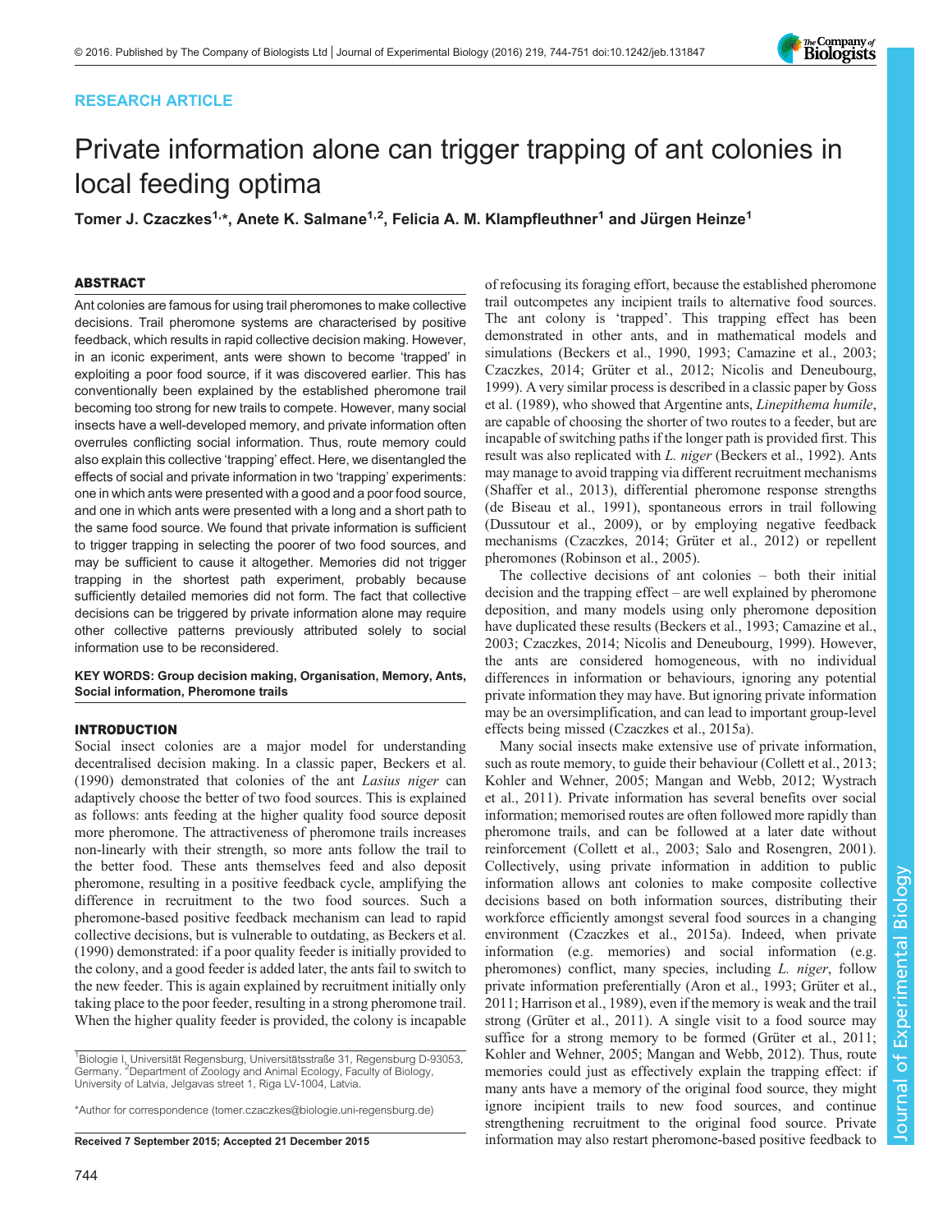RESEARCH ARTICLE

# Private information alone can trigger trapping of ant colonies in local feeding optima

**Tomer J. Czaczkes[1,*], Anete K. Salmane[1,2], Felicia A. M. Klampfleuthner[1] and Jürgen Heinze[1]**

## ABSTRACT

Ant colonies are famous for using trail pheromones to make collective decisions. Trail pheromone systems are characterised by positive feedback, which results in rapid collective decision making. However, in an iconic experiment, ants were shown to become 'trapped' in exploiting a poor food source, if it was discovered earlier. This has conventionally been explained by the established pheromone trail becoming too strong for new trails to compete. However, many social insects have a well-developed memory, and private information often overrules conflicting social information. Thus, route memory could also explain this collective 'trapping' effect. Here, we disentangled the effects of social and private information in two 'trapping' experiments: one in which ants were presented with a good and a poor food source, and one in which ants were presented with a long and a short path to the same food source. We found that private information is sufficient to trigger trapping in selecting the poorer of two food sources, and may be sufficient to cause it altogether. Memories did not trigger trapping in the shortest path experiment, probably because sufficiently detailed memories did not form. The fact that collective decisions can be triggered by private information alone may require other collective patterns previously attributed solely to social information use to be reconsidered.

**KEY WORDS: Group decision making, Organisation, Memory, Ants, Social information, Pheromone trails**

## INTRODUCTION

Social insect colonies are a major model for understanding decentralised decision making. In a classic paper, Beckers et al. (1990) demonstrated that colonies of the ant *Lasius niger* can adaptively choose the better of two food sources. This is explained as follows: ants feeding at the higher quality food source deposit more pheromone. The attractiveness of pheromone trails increases non-linearly with their strength, so more ants follow the trail to the better food. These ants themselves feed and also deposit pheromone, resulting in a positive feedback cycle, amplifying the difference in recruitment to the two food sources. Such a pheromone-based positive feedback mechanism can lead to rapid collective decisions, but is vulnerable to outdating, as Beckers et al. (1990) demonstrated: if a poor quality feeder is initially provided to the colony, and a good feeder is added later, the ants fail to switch to the new feeder. This is again explained by recruitment initially only taking place to the poor feeder, resulting in a strong pheromone trail. When the higher quality feeder is provided, the colony is incapable of refocusing its foraging effort, because the established pheromone trail outcompetes any incipient trails to alternative food sources. The ant colony is 'trapped'. This trapping effect has been demonstrated in other ants, and in mathematical models and simulations (Beckers et al., 1990, 1993; Camazine et al., 2003; Czaczkes, 2014; Grüter et al., 2012; Nicolis and Deneubourg, 1999). A very similar process is described in a classic paper by Goss et al. (1989), who showed that Argentine ants, *Linepithema humile*, are capable of choosing the shorter of two routes to a feeder, but are incapable of switching paths if the longer path is provided first. This result was also replicated with *L. niger* (Beckers et al., 1992). Ants may manage to avoid trapping via different recruitment mechanisms (Shaffer et al., 2013), differential pheromone response strengths (de Biseau et al., 1991), spontaneous errors in trail following (Dussutour et al., 2009), or by employing negative feedback mechanisms (Czaczkes, 2014; Grüter et al., 2012) or repellent pheromones (Robinson et al., 2005).

The collective decisions of ant colonies – both their initial decision and the trapping effect – are well explained by pheromone deposition, and many models using only pheromone deposition have duplicated these results (Beckers et al., 1993; Camazine et al., 2003; Czaczkes, 2014; Nicolis and Deneubourg, 1999). However, the ants are considered homogeneous, with no individual differences in information or behaviours, ignoring any potential private information they may have. But ignoring private information may be an oversimplification, and can lead to important group-level effects being missed (Czaczkes et al., 2015a).

Many social insects make extensive use of private information, such as route memory, to guide their behaviour (Collett et al., 2013; Kohler and Wehner, 2005; Mangan and Webb, 2012; Wystrach et al., 2011). Private information has several benefits over social information; memorised routes are often followed more rapidly than pheromone trails, and can be followed at a later date without reinforcement (Collett et al., 2003; Salo and Rosengren, 2001). Collectively, using private information in addition to public information allows ant colonies to make composite collective decisions based on both information sources, distributing their workforce efficiently amongst several food sources in a changing environment (Czaczkes et al., 2015a). Indeed, when private information (e.g. memories) and social information (e.g. pheromones) conflict, many species, including *L. niger*, follow private information preferentially (Aron et al., 1993; Grüter et al., 2011; Harrison et al., 1989), even if the memory is weak and the trail strong (Grüter et al., 2011). A single visit to a food source may suffice for a strong memory to be formed (Grüter et al., 2011; Kohler and Wehner, 2005; Mangan and Webb, 2012). Thus, route memories could just as effectively explain the trapping effect: if many ants have a memory of the original food source, they might ignore incipient trails to new food sources, and continue strengthening recruitment to the original food source. Private information may also restart pheromone-based positive feedback to

[1]Biologie I, Universität Regensburg, Universitätsstraße 31, Regensburg D-93053, Germany. [2]Department of Zoology and Animal Ecology, Faculty of Biology, University of Latvia, Jelgavas street 1, Riga LV-1004, Latvia.

*Author for correspondence (tomer.czaczkes@biologie.uni-regensburg.de)

**Received 7 September 2015; Accepted 21 December 2015**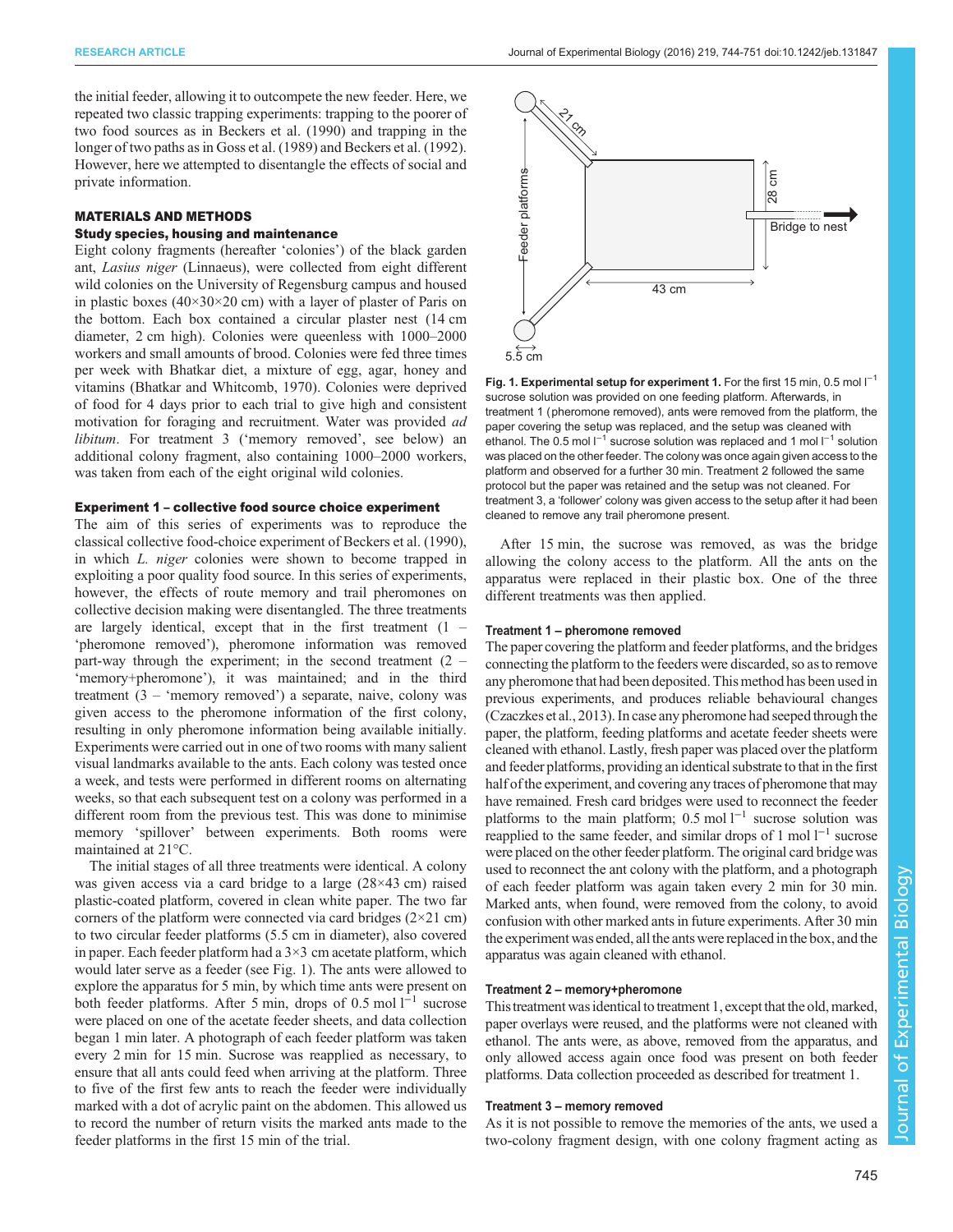the initial feeder, allowing it to outcompete the new feeder. Here, we repeated two classic trapping experiments: trapping to the poorer of two food sources as in Beckers et al. (1990) and trapping in the longer of two paths as in Goss et al. (1989) and Beckers et al. (1992). However, here we attempted to disentangle the effects of social and private information.

## MATERIALS AND METHODS

### Study species, housing and maintenance

Eight colony fragments (hereafter 'colonies') of the black garden ant, *Lasius niger* (Linnaeus), were collected from eight different wild colonies on the University of Regensburg campus and housed in plastic boxes (40×30×20 cm) with a layer of plaster of Paris on the bottom. Each box contained a circular plaster nest (14 cm diameter, 2 cm high). Colonies were queenless with 1000–2000 workers and small amounts of brood. Colonies were fed three times per week with Bhatkar diet, a mixture of egg, agar, honey and vitamins (Bhatkar and Whitcomb, 1970). Colonies were deprived of food for 4 days prior to each trial to give high and consistent motivation for foraging and recruitment. Water was provided *ad libitum*. For treatment 3 ('memory removed', see below) an additional colony fragment, also containing 1000–2000 workers, was taken from each of the eight original wild colonies.

### Experiment 1 – collective food source choice experiment

The aim of this series of experiments was to reproduce the classical collective food-choice experiment of Beckers et al. (1990), in which *L. niger* colonies were shown to become trapped in exploiting a poor quality food source. In this series of experiments, however, the effects of route memory and trail pheromones on collective decision making were disentangled. The three treatments are largely identical, except that in the first treatment (1 – 'pheromone removed'), pheromone information was removed part-way through the experiment; in the second treatment (2 – 'memory+pheromone'), it was maintained; and in the third treatment (3 – 'memory removed') a separate, naive, colony was given access to the pheromone information of the first colony, resulting in only pheromone information being available initially. Experiments were carried out in one of two rooms with many salient visual landmarks available to the ants. Each colony was tested once a week, and tests were performed in different rooms on alternating weeks, so that each subsequent test on a colony was performed in a different room from the previous test. This was done to minimise memory 'spillover' between experiments. Both rooms were maintained at 21°C.

The initial stages of all three treatments were identical. A colony was given access via a card bridge to a large (28×43 cm) raised plastic-coated platform, covered in clean white paper. The two far corners of the platform were connected via card bridges (2×21 cm) to two circular feeder platforms (5.5 cm in diameter), also covered in paper. Each feeder platform had a 3×3 cm acetate platform, which would later serve as a feeder (see Fig. 1). The ants were allowed to explore the apparatus for 5 min, by which time ants were present on both feeder platforms. After 5 min, drops of 0.5 mol $l^{-1}$ sucrose were placed on one of the acetate feeder sheets, and data collection began 1 min later. A photograph of each feeder platform was taken every 2 min for 15 min. Sucrose was reapplied as necessary, to ensure that all ants could feed when arriving at the platform. Three to five of the first few ants to reach the feeder were individually marked with a dot of acrylic paint on the abdomen. This allowed us to record the number of return visits the marked ants made to the feeder platforms in the first 15 min of the trial.

21 cm
Feeder platforms
28 cm
Bridge to nest
43 cm
5.5 cm

**Fig. 1. Experimental setup for experiment 1.** For the first 15 min, 0.5 mol $l^{-1}$ sucrose solution was provided on one feeding platform. Afterwards, in treatment 1 (pheromone removed), ants were removed from the platform, the paper covering the setup was replaced, and the setup was cleaned with ethanol. The 0.5 mol $l^{-1}$ sucrose solution was replaced and 1 mol $l^{-1}$ solution was placed on the other feeder. The colony was once again given access to the platform and observed for a further 30 min. Treatment 2 followed the same protocol but the paper was retained and the setup was not cleaned. For treatment 3, a 'follower' colony was given access to the setup after it had been cleaned to remove any trail pheromone present.

After 15 min, the sucrose was removed, as was the bridge allowing the colony access to the platform. All the ants on the apparatus were replaced in their plastic box. One of the three different treatments was then applied.

### Treatment 1 – pheromone removed

The paper covering the platform and feeder platforms, and the bridges connecting the platform to the feeders were discarded, so as to remove any pheromone that had been deposited. This method has been used in previous experiments, and produces reliable behavioural changes (Czaczkes et al., 2013). In case any pheromone had seeped through the paper, the platform, feeding platforms and acetate feeder sheets were cleaned with ethanol. Lastly, fresh paper was placed over the platform and feeder platforms, providing an identical substrate to that in the first half of the experiment, and covering any traces of pheromone that may have remained. Fresh card bridges were used to reconnect the feeder platforms to the main platform; 0.5 mol $l^{-1}$ sucrose solution was reapplied to the same feeder, and similar drops of 1 mol $l^{-1}$ sucrose were placed on the other feeder platform. The original card bridge was used to reconnect the ant colony with the platform, and a photograph of each feeder platform was again taken every 2 min for 30 min. Marked ants, when found, were removed from the colony, to avoid confusion with other marked ants in future experiments. After 30 min the experiment was ended, all the ants were replaced in the box, and the apparatus was again cleaned with ethanol.

### Treatment 2 – memory+pheromone

This treatment was identical to treatment 1, except that the old, marked, paper overlays were reused, and the platforms were not cleaned with ethanol. The ants were, as above, removed from the apparatus, and only allowed access again once food was present on both feeder platforms. Data collection proceeded as described for treatment 1.

### Treatment 3 – memory removed

As it is not possible to remove the memories of the ants, we used a two-colony fragment design, with one colony fragment acting as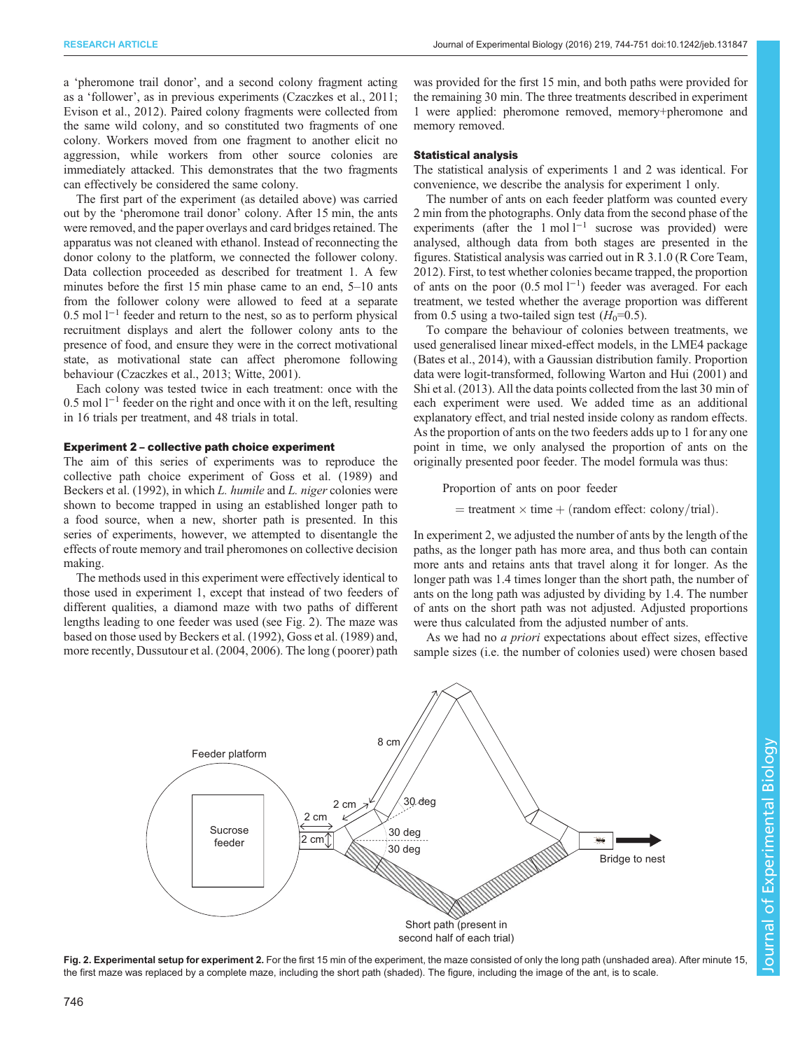a 'pheromone trail donor', and a second colony fragment acting as a 'follower', as in previous experiments (Czaczkes et al., 2011; Evison et al., 2012). Paired colony fragments were collected from the same wild colony, and so constituted two fragments of one colony. Workers moved from one fragment to another elicit no aggression, while workers from other source colonies are immediately attacked. This demonstrates that the two fragments can effectively be considered the same colony.

The first part of the experiment (as detailed above) was carried out by the 'pheromone trail donor' colony. After 15 min, the ants were removed, and the paper overlays and card bridges retained. The apparatus was not cleaned with ethanol. Instead of reconnecting the donor colony to the platform, we connected the follower colony. Data collection proceeded as described for treatment 1. A few minutes before the first 15 min phase came to an end, 5–10 ants from the follower colony were allowed to feed at a separate 0.5 mol $l^{-1}$ feeder and return to the nest, so as to perform physical recruitment displays and alert the follower colony ants to the presence of food, and ensure they were in the correct motivational state, as motivational state can affect pheromone following behaviour (Czaczkes et al., 2013; Witte, 2001).

Each colony was tested twice in each treatment: once with the 0.5 mol $l^{-1}$ feeder on the right and once with it on the left, resulting in 16 trials per treatment, and 48 trials in total.

### Experiment 2 – collective path choice experiment

The aim of this series of experiments was to reproduce the collective path choice experiment of Goss et al. (1989) and Beckers et al. (1992), in which *L. humile* and *L. niger* colonies were shown to become trapped in using an established longer path to a food source, when a new, shorter path is presented. In this series of experiments, however, we attempted to disentangle the effects of route memory and trail pheromones on collective decision making.

The methods used in this experiment were effectively identical to those used in experiment 1, except that instead of two feeders of different qualities, a diamond maze with two paths of different lengths leading to one feeder was used (see Fig. 2). The maze was based on those used by Beckers et al. (1992), Goss et al. (1989) and, more recently, Dussutour et al. (2004, 2006). The long (poorer) path was provided for the first 15 min, and both paths were provided for the remaining 30 min. The three treatments described in experiment 1 were applied: pheromone removed, memory+pheromone and memory removed.

### Statistical analysis

The statistical analysis of experiments 1 and 2 was identical. For convenience, we describe the analysis for experiment 1 only.

The number of ants on each feeder platform was counted every 2 min from the photographs. Only data from the second phase of the experiments (after the 1 mol $l^{-1}$ sucrose was provided) were analysed, although data from both stages are presented in the figures. Statistical analysis was carried out in R 3.1.0 (R Core Team, 2012). First, to test whether colonies became trapped, the proportion of ants on the poor (0.5 mol $l^{-1}$) feeder was averaged. For each treatment, we tested whether the average proportion was different from 0.5 using a two-tailed sign test ($H_0$=0.5).

To compare the behaviour of colonies between treatments, we used generalised linear mixed-effect models, in the LME4 package (Bates et al., 2014), with a Gaussian distribution family. Proportion data were logit-transformed, following Warton and Hui (2001) and Shi et al. (2013). All the data points collected from the last 30 min of each experiment were used. We added time as an additional explanatory effect, and trial nested inside colony as random effects. As the proportion of ants on the two feeders adds up to 1 for any one point in time, we only analysed the proportion of ants on the originally presented poor feeder. The model formula was thus:

$$\text{Proportion of ants on poor feeder} = \text{treatment} \times \text{time} + (\text{random effect: colony/trial}).$$

In experiment 2, we adjusted the number of ants by the length of the paths, as the longer path has more area, and thus both can contain more ants and retains ants that travel along it for longer. As the longer path was 1.4 times longer than the short path, the number of ants on the long path was adjusted by dividing by 1.4. The number of ants on the short path was not adjusted. Adjusted proportions were thus calculated from the adjusted number of ants.

As we had no *a priori* expectations about effect sizes, effective sample sizes (i.e. the number of colonies used) were chosen based

Feeder platform
Sucrose feeder
2 cm
2 cm
2 cm
8 cm
30 deg
30 deg
30 deg
Bridge to nest
Short path (present in second half of each trial)

**Fig. 2. Experimental setup for experiment 2.** For the first 15 min of the experiment, the maze consisted of only the long path (unshaded area). After minute 15, the first maze was replaced by a complete maze, including the short path (shaded). The figure, including the image of the ant, is to scale.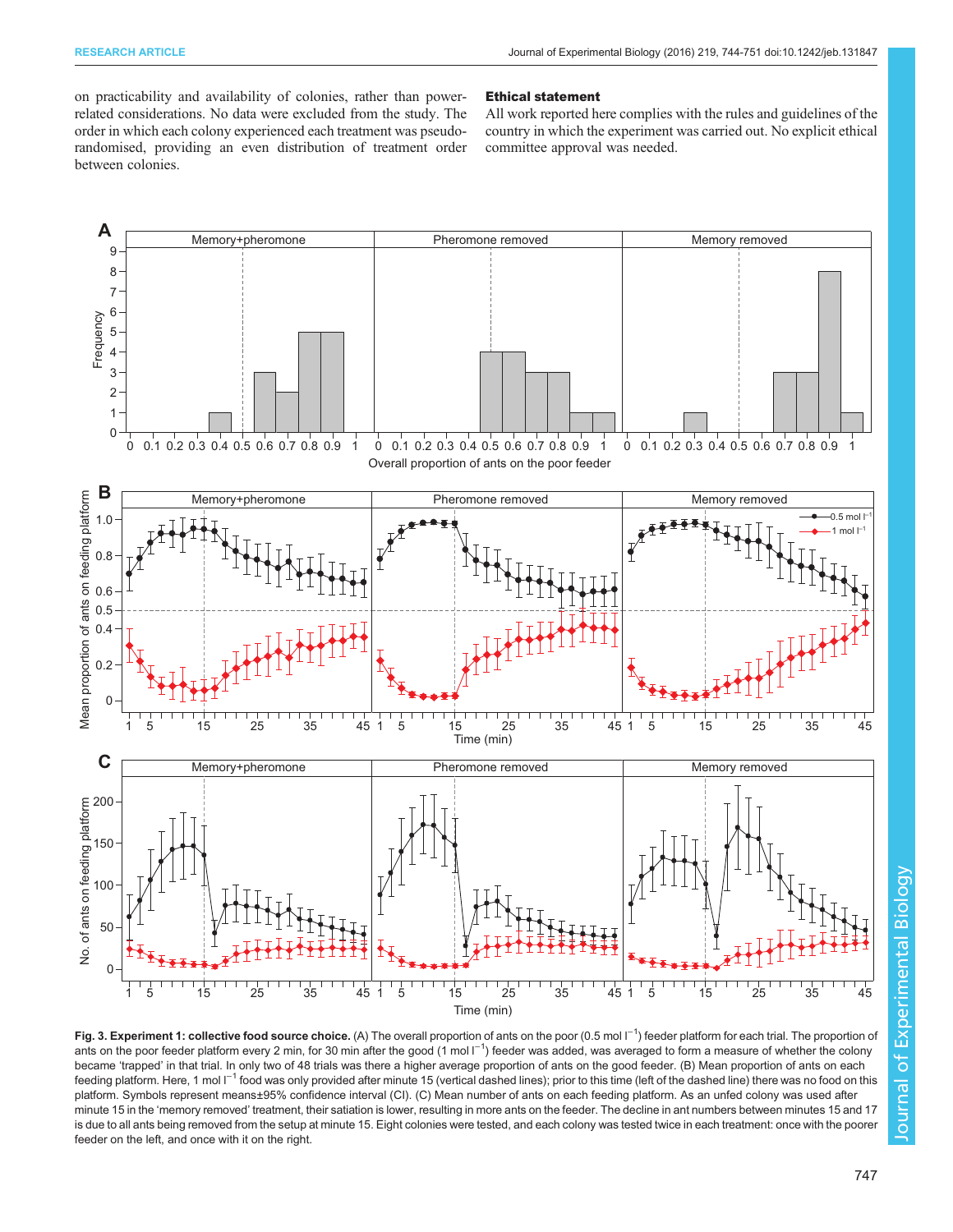on practicability and availability of colonies, rather than power-related considerations. No data were excluded from the study. The order in which each colony experienced each treatment was pseudo-randomised, providing an even distribution of treatment order between colonies.

### Ethical statement

All work reported here complies with the rules and guidelines of the country in which the experiment was carried out. No explicit ethical committee approval was needed.

A

Memory+pheromone

Pheromone removed

Memory removed

Frequency

0 1 2 3 4 5 6 7 8 9

0 0.1 0.2 0.3 0.4 0.5 0.6 0.7 0.8 0.9 1

Overall proportion of ants on the poor feeder

B

Mean proportion of ants on feeding platform

0 0.2 0.4 0.5 0.6 0.8 1.0

0.5 mol l$^{-1}$

1 mol l$^{-1}$

1 5 15 25 35 45

Time (min)

C

No. of ants on feeding platform

0 50 100 150 200

1 5 15 25 35 45

Time (min)

**Fig. 3. Experiment 1: collective food source choice.** (A) The overall proportion of ants on the poor (0.5 mol l$^{-1}$) feeder platform for each trial. The proportion of ants on the poor feeder platform every 2 min, for 30 min after the good (1 mol l$^{-1}$) feeder was added, was averaged to form a measure of whether the colony became 'trapped' in that trial. In only two of 48 trials was there a higher average proportion of ants on the good feeder. (B) Mean proportion of ants on each feeding platform. Here, 1 mol l$^{-1}$ food was only provided after minute 15 (vertical dashed lines); prior to this time (left of the dashed line) there was no food on this platform. Symbols represent means±95% confidence interval (CI). (C) Mean number of ants on each feeding platform. As an unfed colony was used after minute 15 in the 'memory removed' treatment, their satiation is lower, resulting in more ants on the feeder. The decline in ant numbers between minutes 15 and 17 is due to all ants being removed from the setup at minute 15. Eight colonies were tested, and each colony was tested twice in each treatment: once with the poorer feeder on the left, and once with it on the right.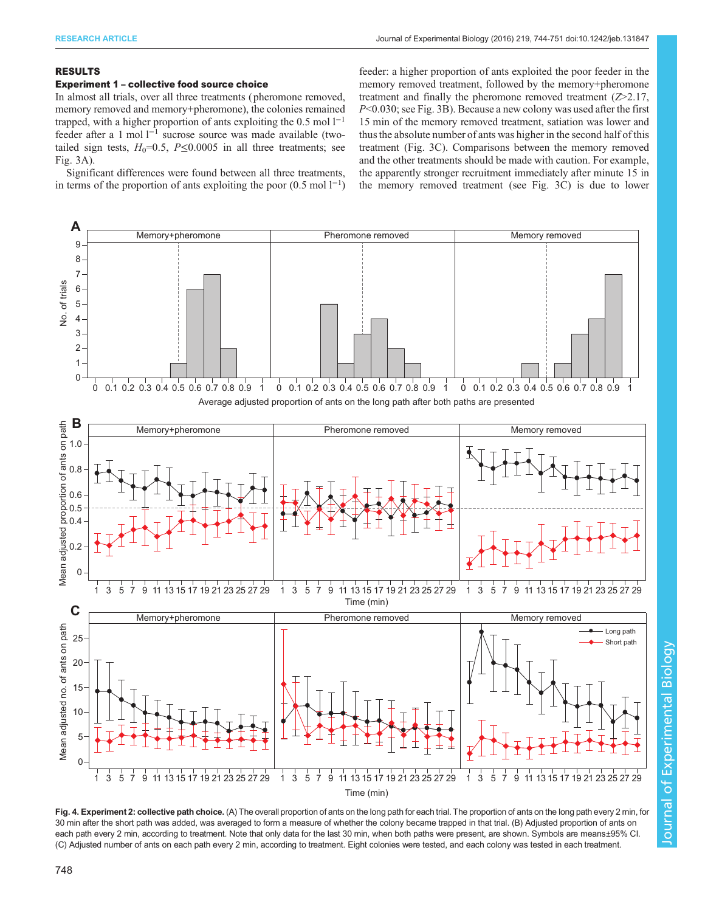## RESULTS

### Experiment 1 – collective food source choice

In almost all trials, over all three treatments (pheromone removed, memory removed and memory+pheromone), the colonies remained trapped, with a higher proportion of ants exploiting the 0.5 mol $l^{-1}$ feeder after a 1 mol $l^{-1}$ sucrose source was made available (two-tailed sign tests, $H_0$=0.5, $P$≤0.0005 in all three treatments; see Fig. 3A).

Significant differences were found between all three treatments, in terms of the proportion of ants exploiting the poor (0.5 mol $l^{-1}$) feeder: a higher proportion of ants exploited the poor feeder in the memory removed treatment, followed by the memory+pheromone treatment and finally the pheromone removed treatment ($Z$>2.17, $P$<0.030; see Fig. 3B). Because a new colony was used after the first 15 min of the memory removed treatment, satiation was lower and thus the absolute number of ants was higher in the second half of this treatment (Fig. 3C). Comparisons between the memory removed and the other treatments should be made with caution. For example, the apparently stronger recruitment immediately after minute 15 in the memory removed treatment (see Fig. 3C) is due to lower

A

Memory+pheromone

Pheromone removed

Memory removed

No. of trials

0 1 2 3 4 5 6 7 8 9

0 0.1 0.2 0.3 0.4 0.5 0.6 0.7 0.8 0.9 1

Average adjusted proportion of ants on the long path after both paths are presented

B

Memory+pheromone

Pheromone removed

Memory removed

Mean adjusted proportion of ants on path

0 0.2 0.4 0.5 0.6 0.8 1.0

1 3 5 7 9 11 13 15 17 19 21 23 25 27 29

Time (min)

C

Memory+pheromone

Pheromone removed

Memory removed

Long path

Short path

Mean adjusted no. of ants on path

0 5 10 15 20 25

1 3 5 7 9 11 13 15 17 19 21 23 25 27 29

Time (min)

**Fig. 4. Experiment 2: collective path choice.** (A) The overall proportion of ants on the long path for each trial. The proportion of ants on the long path every 2 min, for 30 min after the short path was added, was averaged to form a measure of whether the colony became trapped in that trial. (B) Adjusted proportion of ants on each path every 2 min, according to treatment. Note that only data for the last 30 min, when both paths were present, are shown. Symbols are means±95% CI. (C) Adjusted number of ants on each path every 2 min, according to treatment. Eight colonies were tested, and each colony was tested in each treatment.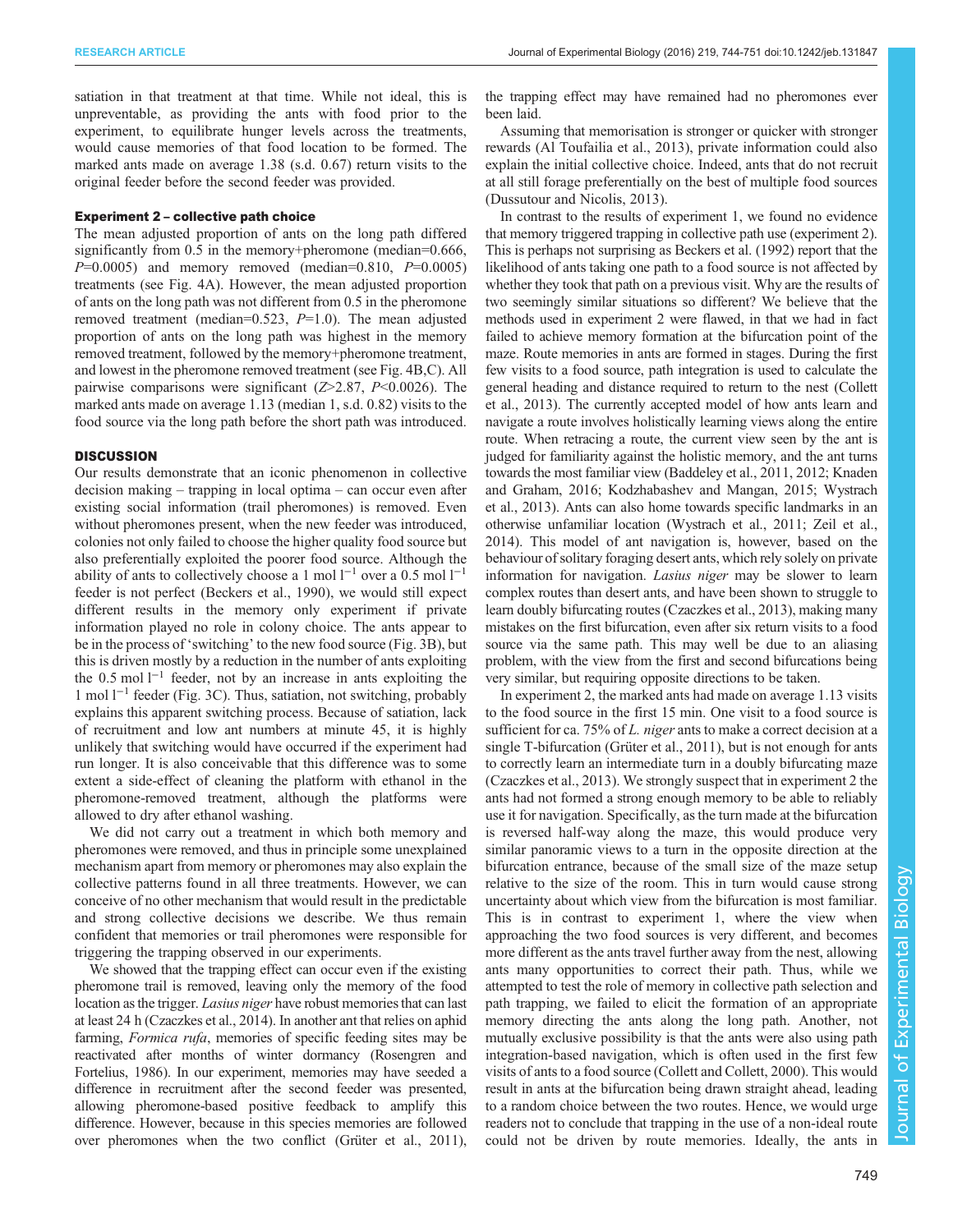satiation in that treatment at that time. While not ideal, this is unpreventable, as providing the ants with food prior to the experiment, to equilibrate hunger levels across the treatments, would cause memories of that food location to be formed. The marked ants made on average 1.38 (s.d. 0.67) return visits to the original feeder before the second feeder was provided.

### Experiment 2 – collective path choice

The mean adjusted proportion of ants on the long path differed significantly from 0.5 in the memory+pheromone (median=0.666, $P$=0.0005) and memory removed (median=0.810, $P$=0.0005) treatments (see Fig. 4A). However, the mean adjusted proportion of ants on the long path was not different from 0.5 in the pheromone removed treatment (median=0.523, $P$=1.0). The mean adjusted proportion of ants on the long path was highest in the memory removed treatment, followed by the memory+pheromone treatment, and lowest in the pheromone removed treatment (see Fig. 4B,C). All pairwise comparisons were significant ($Z$>2.87, $P$<0.0026). The marked ants made on average 1.13 (median 1, s.d. 0.82) visits to the food source via the long path before the short path was introduced.

## DISCUSSION

Our results demonstrate that an iconic phenomenon in collective decision making – trapping in local optima – can occur even after existing social information (trail pheromones) is removed. Even without pheromones present, when the new feeder was introduced, colonies not only failed to choose the higher quality food source but also preferentially exploited the poorer food source. Although the ability of ants to collectively choose a 1 mol $l^{-1}$ over a 0.5 mol $l^{-1}$ feeder is not perfect (Beckers et al., 1990), we would still expect different results in the memory only experiment if private information played no role in colony choice. The ants appear to be in the process of 'switching' to the new food source (Fig. 3B), but this is driven mostly by a reduction in the number of ants exploiting the 0.5 mol $l^{-1}$ feeder, not by an increase in ants exploiting the 1 mol $l^{-1}$ feeder (Fig. 3C). Thus, satiation, not switching, probably explains this apparent switching process. Because of satiation, lack of recruitment and low ant numbers at minute 45, it is highly unlikely that switching would have occurred if the experiment had run longer. It is also conceivable that this difference was to some extent a side-effect of cleaning the platform with ethanol in the pheromone-removed treatment, although the platforms were allowed to dry after ethanol washing.

We did not carry out a treatment in which both memory and pheromones were removed, and thus in principle some unexplained mechanism apart from memory or pheromones may also explain the collective patterns found in all three treatments. However, we can conceive of no other mechanism that would result in the predictable and strong collective decisions we describe. We thus remain confident that memories or trail pheromones were responsible for triggering the trapping observed in our experiments.

We showed that the trapping effect can occur even if the existing pheromone trail is removed, leaving only the memory of the food location as the trigger. *Lasius niger* have robust memories that can last at least 24 h (Czaczkes et al., 2014). In another ant that relies on aphid farming, *Formica rufa*, memories of specific feeding sites may be reactivated after months of winter dormancy (Rosengren and Fortelius, 1986). In our experiment, memories may have seeded a difference in recruitment after the second feeder was presented, allowing pheromone-based positive feedback to amplify this difference. However, because in this species memories are followed over pheromones when the two conflict (Grüter et al., 2011), the trapping effect may have remained had no pheromones ever been laid.

Assuming that memorisation is stronger or quicker with stronger rewards (Al Toufailia et al., 2013), private information could also explain the initial collective choice. Indeed, ants that do not recruit at all still forage preferentially on the best of multiple food sources (Dussutour and Nicolis, 2013).

In contrast to the results of experiment 1, we found no evidence that memory triggered trapping in collective path use (experiment 2). This is perhaps not surprising as Beckers et al. (1992) report that the likelihood of ants taking one path to a food source is not affected by whether they took that path on a previous visit. Why are the results of two seemingly similar situations so different? We believe that the methods used in experiment 2 were flawed, in that we had in fact failed to achieve memory formation at the bifurcation point of the maze. Route memories in ants are formed in stages. During the first few visits to a food source, path integration is used to calculate the general heading and distance required to return to the nest (Collett et al., 2013). The currently accepted model of how ants learn and navigate a route involves holistically learning views along the entire route. When retracing a route, the current view seen by the ant is judged for familiarity against the holistic memory, and the ant turns towards the most familiar view (Baddeley et al., 2011, 2012; Knaden and Graham, 2016; Kodzhabashev and Mangan, 2015; Wystrach et al., 2013). Ants can also home towards specific landmarks in an otherwise unfamiliar location (Wystrach et al., 2011; Zeil et al., 2014). This model of ant navigation is, however, based on the behaviour of solitary foraging desert ants, which rely solely on private information for navigation. *Lasius niger* may be slower to learn complex routes than desert ants, and have been shown to struggle to learn doubly bifurcating routes (Czaczkes et al., 2013), making many mistakes on the first bifurcation, even after six return visits to a food source via the same path. This may well be due to an aliasing problem, with the view from the first and second bifurcations being very similar, but requiring opposite directions to be taken.

In experiment 2, the marked ants had made on average 1.13 visits to the food source in the first 15 min. One visit to a food source is sufficient for ca. 75% of *L. niger* ants to make a correct decision at a single T-bifurcation (Grüter et al., 2011), but is not enough for ants to correctly learn an intermediate turn in a doubly bifurcating maze (Czaczkes et al., 2013). We strongly suspect that in experiment 2 the ants had not formed a strong enough memory to be able to reliably use it for navigation. Specifically, as the turn made at the bifurcation is reversed half-way along the maze, this would produce very similar panoramic views to a turn in the opposite direction at the bifurcation entrance, because of the small size of the maze setup relative to the size of the room. This in turn would cause strong uncertainty about which view from the bifurcation is most familiar. This is in contrast to experiment 1, where the view when approaching the two food sources is very different, and becomes more different as the ants travel further away from the nest, allowing ants many opportunities to correct their path. Thus, while we attempted to test the role of memory in collective path selection and path trapping, we failed to elicit the formation of an appropriate memory directing the ants along the long path. Another, not mutually exclusive possibility is that the ants were also using path integration-based navigation, which is often used in the first few visits of ants to a food source (Collett and Collett, 2000). This would result in ants at the bifurcation being drawn straight ahead, leading to a random choice between the two routes. Hence, we would urge readers not to conclude that trapping in the use of a non-ideal route could not be driven by route memories. Ideally, the ants in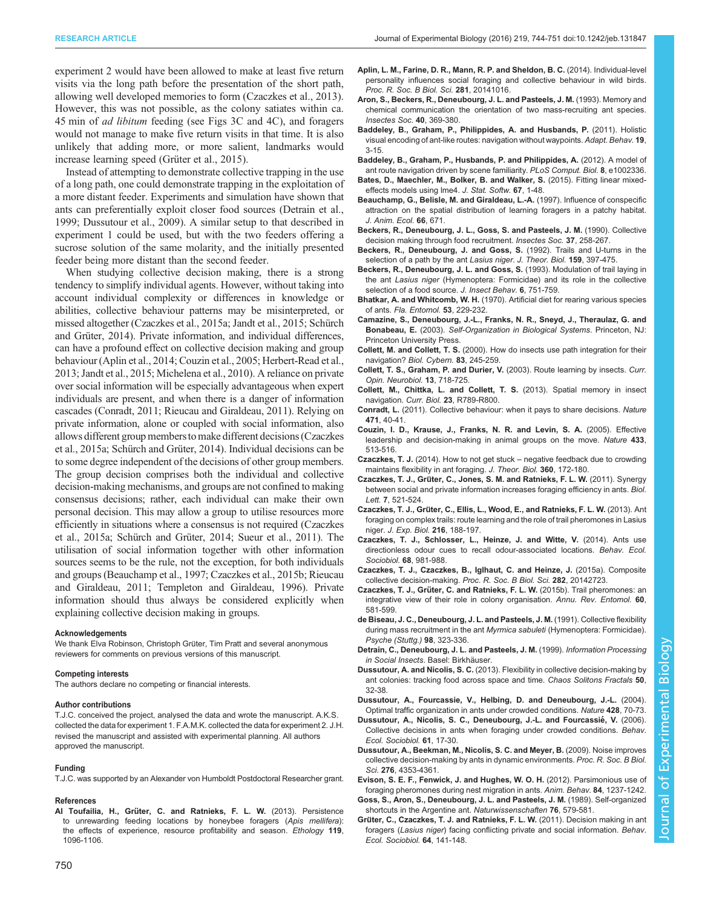experiment 2 would have been allowed to make at least five return visits via the long path before the presentation of the short path, allowing well developed memories to form (Czaczkes et al., 2013). However, this was not possible, as the colony satiates within ca. 45 min of *ad libitum* feeding (see Figs 3C and 4C), and foragers would not manage to make five return visits in that time. It is also unlikely that adding more, or more salient, landmarks would increase learning speed (Grüter et al., 2015).

Instead of attempting to demonstrate collective trapping in the use of a long path, one could demonstrate trapping in the exploitation of a more distant feeder. Experiments and simulation have shown that ants can preferentially exploit closer food sources (Detrain et al., 1999; Dussutour et al., 2009). A similar setup to that described in experiment 1 could be used, but with the two feeders offering a sucrose solution of the same molarity, and the initially presented feeder being more distant than the second feeder.

When studying collective decision making, there is a strong tendency to simplify individual agents. However, without taking into account individual complexity or differences in knowledge or abilities, collective behaviour patterns may be misinterpreted, or missed altogether (Czaczkes et al., 2015a; Jandt et al., 2015; Schürch and Grüter, 2014). Private information, and individual differences, can have a profound effect on collective decision making and group behaviour (Aplin et al., 2014; Couzin et al., 2005; Herbert-Read et al., 2013; Jandt et al., 2015; Michelena et al., 2010). A reliance on private over social information will be especially advantageous when expert individuals are present, and when there is a danger of information cascades (Conradt, 2011; Rieucau and Giraldeau, 2011). Relying on private information, alone or coupled with social information, also allows different group members to make different decisions (Czaczkes et al., 2015a; Schürch and Grüter, 2014). Individual decisions can be to some degree independent of the decisions of other group members. The group decision comprises both the individual and collective decision-making mechanisms, and groups are not confined to making consensus decisions; rather, each individual can make their own personal decision. This may allow a group to utilise resources more efficiently in situations where a consensus is not required (Czaczkes et al., 2015a; Schürch and Grüter, 2014; Sueur et al., 2011). The utilisation of social information together with other information sources seems to be the rule, not the exception, for both individuals and groups (Beauchamp et al., 1997; Czaczkes et al., 2015b; Rieucau and Giraldeau, 2011; Templeton and Giraldeau, 1996). Private information should thus always be considered explicitly when explaining collective decision making in groups.

#### Acknowledgements
We thank Elva Robinson, Christoph Grüter, Tim Pratt and several anonymous reviewers for comments on previous versions of this manuscript.

#### Competing interests
The authors declare no competing or financial interests.

#### Author contributions
T.J.C. conceived the project, analysed the data and wrote the manuscript. A.K.S. collected the data for experiment 1. F.A.M.K. collected the data for experiment 2. J.H. revised the manuscript and assisted with experimental planning. All authors approved the manuscript.

#### Funding
T.J.C. was supported by an Alexander von Humboldt Postdoctoral Researcher grant.

#### References
**Al Toufailia, H., Grüter, C. and Ratnieks, F. L. W.** (2013). Persistence to unrewarding feeding locations by honeybee foragers (*Apis mellifera*): the effects of experience, resource profitability and season. *Ethology* **119**, 1096-1106.

**Aplin, L. M., Farine, D. R., Mann, R. P. and Sheldon, B. C.** (2014). Individual-level personality influences social foraging and collective behaviour in wild birds. *Proc. R. Soc. B Biol. Sci.* **281**, 20141016.

**Aron, S., Beckers, R., Deneubourg, J. L. and Pasteels, J. M.** (1993). Memory and chemical communication the orientation of two mass-recruiting ant species. *Insectes Soc.* **40**, 369-380.

**Baddeley, B., Graham, P., Philippides, A. and Husbands, P.** (2011). Holistic visual encoding of ant-like routes: navigation without waypoints. *Adapt. Behav.* **19**, 3-15.

**Baddeley, B., Graham, P., Husbands, P. and Philippides, A.** (2012). A model of ant route navigation driven by scene familiarity. *PLoS Comput. Biol.* **8**, e1002336.

**Bates, D., Maechler, M., Bolker, B. and Walker, S.** (2015). Fitting linear mixed-effects models using lme4. *J. Stat. Softw.* **67**, 1-48.

**Beauchamp, G., Belisle, M. and Giraldeau, L.-A.** (1997). Influence of conspecific attraction on the spatial distribution of learning foragers in a patchy habitat. *J. Anim. Ecol.* **66**, 671.

**Beckers, R., Deneubourg, J. L., Goss, S. and Pasteels, J. M.** (1990). Collective decision making through food recruitment. *Insectes Soc.* **37**, 258-267.

**Beckers, R., Deneubourg, J. and Goss, S.** (1992). Trails and U-turns in the selection of a path by the ant *Lasius niger*. *J. Theor. Biol.* **159**, 397-415.

**Beckers, R., Deneubourg, J. L. and Goss, S.** (1993). Modulation of trail laying in the ant *Lasius niger* (Hymenoptera: Formicidae) and its role in the collective selection of a food source. *J. Insect Behav.* **6**, 751-759.

**Bhatkar, A. and Whitcomb, W. H.** (1970). Artificial diet for rearing various species of ants. *Fla. Entomol.* **53**, 229-232.

**Camazine, S., Deneubourg, J.-L., Franks, N. R., Sneyd, J., Theraulaz, G. and Bonabeau, E.** (2003). *Self-Organization in Biological Systems*. Princeton, NJ: Princeton University Press.

**Collett, M. and Collett, T. S.** (2000). How do insects use path integration for their navigation? *Biol. Cybern.* **83**, 245-259.

**Collett, T. S., Graham, P. and Durier, V.** (2003). Route learning by insects. *Curr. Opin. Neurobiol.* **13**, 718-725.

**Collett, M., Chittka, L. and Collett, T. S.** (2013). Spatial memory in insect navigation. *Curr. Biol.* **23**, R789-R800.

**Conradt, L.** (2011). Collective behaviour: when it pays to share decisions. *Nature* **471**, 40-41.

**Couzin, I. D., Krause, J., Franks, N. R. and Levin, S. A.** (2005). Effective leadership and decision-making in animal groups on the move. *Nature* **433**, 513-516.

**Czaczkes, T. J.** (2014). How to not get stuck – negative feedback due to crowding maintains flexibility in ant foraging. *J. Theor. Biol.* **360**, 172-180.

**Czaczkes, T. J., Grüter, C., Jones, S. M. and Ratnieks, F. L. W.** (2011). Synergy between social and private information increases foraging efficiency in ants. *Biol. Lett.* **7**, 521-524.

**Czaczkes, T. J., Grüter, C., Ellis, L., Wood, E., and Ratnieks, F. L. W.** (2013). Ant foraging on complex trails: route learning and the role of trail pheromones in Lasius niger. *J. Exp. Biol.* **216**, 188-197.

**Czaczkes, T. J., Schlosser, L., Heinze, J. and Witte, V.** (2014). Ants use directionless odour cues to recall odour-associated locations. *Behav. Ecol. Sociobiol.* **68**, 981-988.

**Czaczkes, T. J., Czaczkes, B., Iglhaut, C. and Heinze, J.** (2015a). Composite collective decision-making. *Proc. R. Soc. B Biol. Sci.* **282**, 20142723.

**Czaczkes, T. J., Grüter, C. and Ratnieks, F. L. W.** (2015b). Trail pheromones: an integrative view of their role in colony organisation. *Annu. Rev. Entomol.* **60**, 581-599.

**de Biseau, J. C., Deneubourg, J. L. and Pasteels, J. M.** (1991). Collective flexibility during mass recruitment in the ant *Myrmica sabuleti* (Hymenoptera: Formicidae). *Psyche (Stuttg.)* **98**, 323-336.

**Detrain, C., Deneubourg, J. L. and Pasteels, J. M.** (1999). *Information Processing in Social Insects*. Basel: Birkhäuser.

**Dussutour, A. and Nicolis, S. C.** (2013). Flexibility in collective decision-making by ant colonies: tracking food across space and time. *Chaos Solitons Fractals* **50**, 32-38.

**Dussutour, A., Fourcassie, V., Helbing, D. and Deneubourg, J.-L.** (2004). Optimal traffic organization in ants under crowded conditions. *Nature* **428**, 70-73.

**Dussutour, A., Nicolis, S. C., Deneubourg, J.-L. and Fourcassié, V.** (2006). Collective decisions in ants when foraging under crowded conditions. *Behav. Ecol. Sociobiol.* **61**, 17-30.

**Dussutour, A., Beekman, M., Nicolis, S. C. and Meyer, B.** (2009). Noise improves collective decision-making by ants in dynamic environments. *Proc. R. Soc. B Biol. Sci.* **276**, 4353-4361.

**Evison, S. E. F., Fenwick, J. and Hughes, W. O. H.** (2012). Parsimonious use of foraging pheromones during nest migration in ants. *Anim. Behav.* **84**, 1237-1242.

**Goss, S., Aron, S., Deneubourg, J. L. and Pasteels, J. M.** (1989). Self-organized shortcuts in the Argentine ant. *Naturwissenschaften* **76**, 579-581.

**Grüter, C., Czaczkes, T. J. and Ratnieks, F. L. W.** (2011). Decision making in ant foragers (*Lasius niger*) facing conflicting private and social information. *Behav. Ecol. Sociobiol.* **64**, 141-148.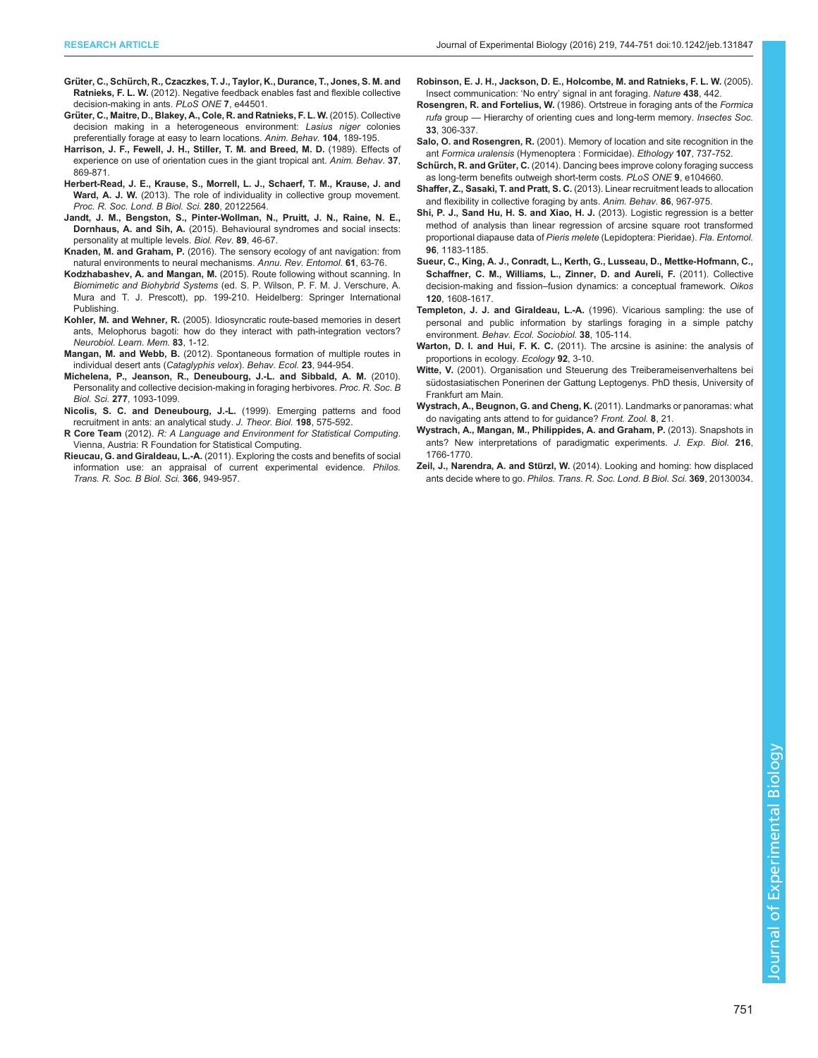**Grüter, C., Schürch, R., Czaczkes, T. J., Taylor, K., Durance, T., Jones, S. M. and Ratnieks, F. L. W.** (2012). Negative feedback enables fast and flexible collective decision-making in ants. *PLoS ONE* **7**, e44501.

**Grüter, C., Maitre, D., Blakey, A., Cole, R. and Ratnieks, F. L. W.** (2015). Collective decision making in a heterogeneous environment: *Lasius niger* colonies preferentially forage at easy to learn locations. *Anim. Behav.* **104**, 189-195.

**Harrison, J. F., Fewell, J. H., Stiller, T. M. and Breed, M. D.** (1989). Effects of experience on use of orientation cues in the giant tropical ant. *Anim. Behav.* **37**, 869-871.

**Herbert-Read, J. E., Krause, S., Morrell, L. J., Schaerf, T. M., Krause, J. and Ward, A. J. W.** (2013). The role of individuality in collective group movement. *Proc. R. Soc. Lond. B Biol. Sci.* **280**, 20122564.

**Jandt, J. M., Bengston, S., Pinter-Wollman, N., Pruitt, J. N., Raine, N. E., Dornhaus, A. and Sih, A.** (2015). Behavioural syndromes and social insects: personality at multiple levels. *Biol. Rev.* **89**, 46-67.

**Knaden, M. and Graham, P.** (2016). The sensory ecology of ant navigation: from natural environments to neural mechanisms. *Annu. Rev. Entomol.* **61**, 63-76.

**Kodzhabashev, A. and Mangan, M.** (2015). Route following without scanning. In *Biomimetic and Biohybrid Systems* (ed. S. P. Wilson, P. F. M. J. Verschure, A. Mura and T. J. Prescott), pp. 199-210. Heidelberg: Springer International Publishing.

**Kohler, M. and Wehner, R.** (2005). Idiosyncratic route-based memories in desert ants, Melophorus bagoti: how do they interact with path-integration vectors? *Neurobiol. Learn. Mem.* **83**, 1-12.

**Mangan, M. and Webb, B.** (2012). Spontaneous formation of multiple routes in individual desert ants (*Cataglyphis velox*). *Behav. Ecol.* **23**, 944-954.

**Michelena, P., Jeanson, R., Deneubourg, J.-L. and Sibbald, A. M.** (2010). Personality and collective decision-making in foraging herbivores. *Proc. R. Soc. B Biol. Sci.* **277**, 1093-1099.

**Nicolis, S. C. and Deneubourg, J.-L.** (1999). Emerging patterns and food recruitment in ants: an analytical study. *J. Theor. Biol.* **198**, 575-592.

**R Core Team** (2012). *R: A Language and Environment for Statistical Computing*. Vienna, Austria: R Foundation for Statistical Computing.

**Rieucau, G. and Giraldeau, L.-A.** (2011). Exploring the costs and benefits of social information use: an appraisal of current experimental evidence. *Philos. Trans. R. Soc. B Biol. Sci.* **366**, 949-957.

**Robinson, E. J. H., Jackson, D. E., Holcombe, M. and Ratnieks, F. L. W.** (2005). Insect communication: 'No entry' signal in ant foraging. *Nature* **438**, 442.

**Rosengren, R. and Fortelius, W.** (1986). Ortstreue in foraging ants of the *Formica rufa* group — Hierarchy of orienting cues and long-term memory. *Insectes Soc.* **33**, 306-337.

**Salo, O. and Rosengren, R.** (2001). Memory of location and site recognition in the ant *Formica uralensis* (Hymenoptera : Formicidae). *Ethology* **107**, 737-752.

**Schürch, R. and Grüter, C.** (2014). Dancing bees improve colony foraging success as long-term benefits outweigh short-term costs. *PLoS ONE* **9**, e104660.

**Shaffer, Z., Sasaki, T. and Pratt, S. C.** (2013). Linear recruitment leads to allocation and flexibility in collective foraging by ants. *Anim. Behav.* **86**, 967-975.

**Shi, P. J., Sand Hu, H. S. and Xiao, H. J.** (2013). Logistic regression is a better method of analysis than linear regression of arcsine square root transformed proportional diapause data of *Pieris melete* (Lepidoptera: Pieridae). *Fla. Entomol.* **96**, 1183-1185.

**Sueur, C., King, A. J., Conradt, L., Kerth, G., Lusseau, D., Mettke-Hofmann, C., Schaffner, C. M., Williams, L., Zinner, D. and Aureli, F.** (2011). Collective decision-making and fission–fusion dynamics: a conceptual framework. *Oikos* **120**, 1608-1617.

**Templeton, J. J. and Giraldeau, L.-A.** (1996). Vicarious sampling: the use of personal and public information by starlings foraging in a simple patchy environment. *Behav. Ecol. Sociobiol.* **38**, 105-114.

**Warton, D. I. and Hui, F. K. C.** (2011). The arcsine is asinine: the analysis of proportions in ecology. *Ecology* **92**, 3-10.

**Witte, V.** (2001). Organisation und Steuerung des Treiberameisenverhaltens bei südostasiatischen Ponerinen der Gattung Leptogenys. PhD thesis, University of Frankfurt am Main.

**Wystrach, A., Beugnon, G. and Cheng, K.** (2011). Landmarks or panoramas: what do navigating ants attend to for guidance? *Front. Zool.* **8**, 21.

**Wystrach, A., Mangan, M., Philippides, A. and Graham, P.** (2013). Snapshots in ants? New interpretations of paradigmatic experiments. *J. Exp. Biol.* **216**, 1766-1770.

**Zeil, J., Narendra, A. and Stürzl, W.** (2014). Looking and homing: how displaced ants decide where to go. *Philos. Trans. R. Soc. Lond. B Biol. Sci.* **369**, 20130034.